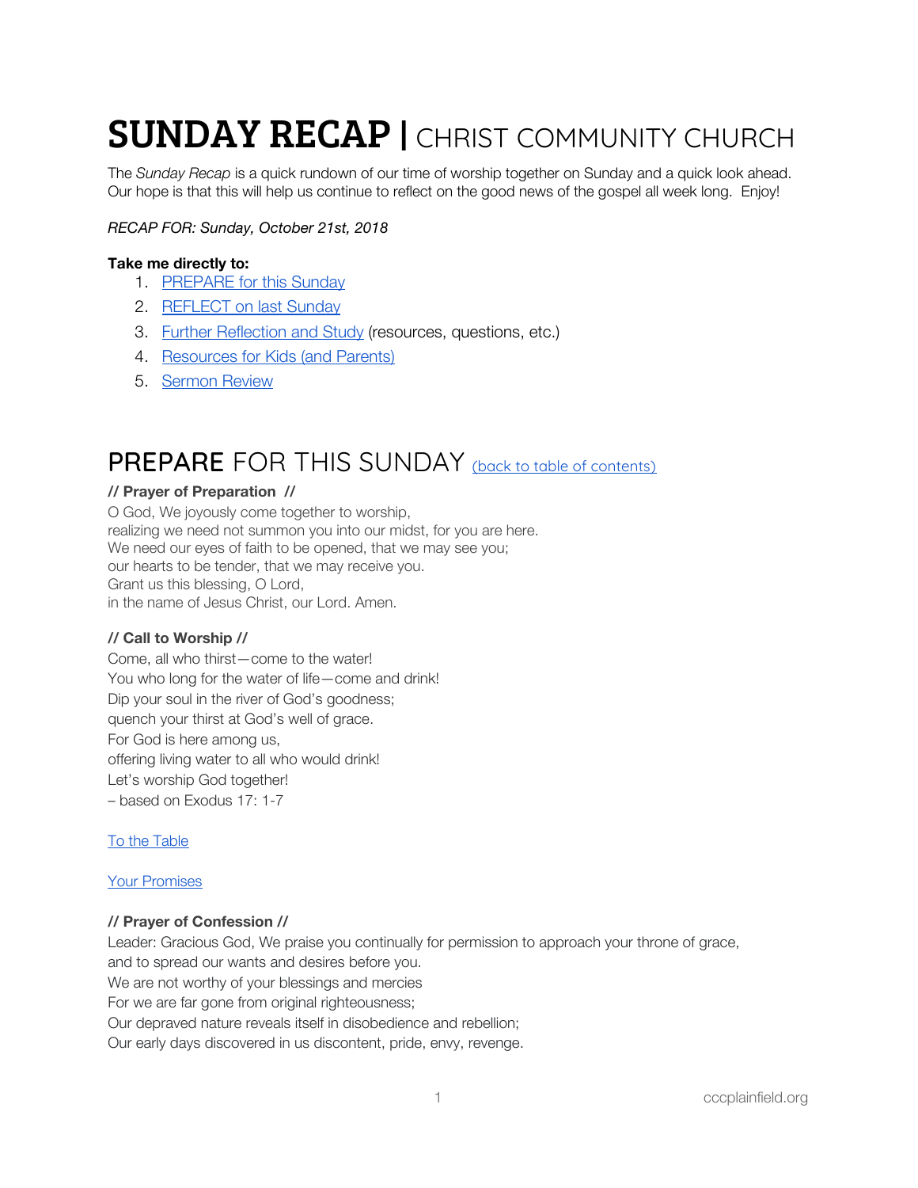# SUNDAY RECAP | CHRIST COMMUNITY CHURCH

The *Sunday Recap* is a quick rundown of our time of worship together on Sunday and a quick look ahead. Our hope is that this will help us continue to reflect on the good news of the gospel all week long. Enjoy!

*RECAP FOR: Sunday, October 21st, 2018*

**Take me directly to:**

1. PREPARE for this Sunday
2. REFLECT on last Sunday
3. Further Reflection and Study (resources, questions, etc.)
4. Resources for Kids (and Parents)
5. Sermon Review

## PREPARE FOR THIS SUNDAY (back to table of contents)

**// Prayer of Preparation //**

O God, We joyously come together to worship,
realizing we need not summon you into our midst, for you are here.
We need our eyes of faith to be opened, that we may see you;
our hearts to be tender, that we may receive you.
Grant us this blessing, O Lord,
in the name of Jesus Christ, our Lord. Amen.

**// Call to Worship //**

Come, all who thirst—come to the water!
You who long for the water of life—come and drink!
Dip your soul in the river of God's goodness;
quench your thirst at God's well of grace.
For God is here among us,
offering living water to all who would drink!
Let's worship God together!
– based on Exodus 17: 1-7

To the Table

Your Promises

**// Prayer of Confession //**

Leader: Gracious God, We praise you continually for permission to approach your throne of grace,
and to spread our wants and desires before you.
We are not worthy of your blessings and mercies
For we are far gone from original righteousness;
Our depraved nature reveals itself in disobedience and rebellion;
Our early days discovered in us discontent, pride, envy, revenge.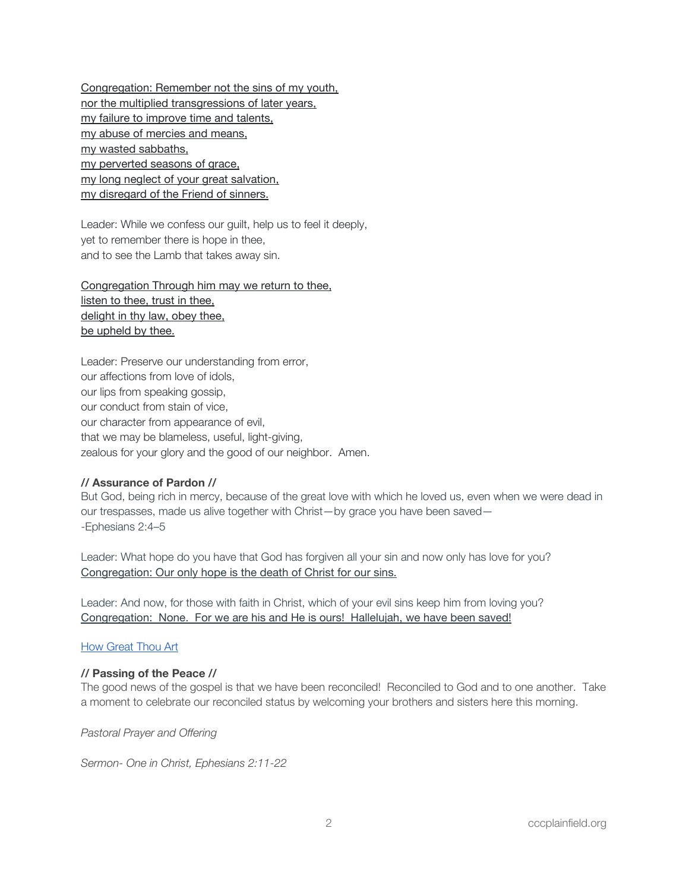<u>Congregation: Remember not the sins of my youth,
nor the multiplied transgressions of later years,
my failure to improve time and talents,
my abuse of mercies and means,
my wasted sabbaths,
my perverted seasons of grace,
my long neglect of your great salvation,
my disregard of the Friend of sinners.</u>

Leader: While we confess our guilt, help us to feel it deeply,
yet to remember there is hope in thee,
and to see the Lamb that takes away sin.

<u>Congregation Through him may we return to thee,
listen to thee, trust in thee,
delight in thy law, obey thee,
be upheld by thee.</u>

Leader: Preserve our understanding from error,
our affections from love of idols,
our lips from speaking gossip,
our conduct from stain of vice,
our character from appearance of evil,
that we may be blameless, useful, light-giving,
zealous for your glory and the good of our neighbor.  Amen.

**// Assurance of Pardon //**
But God, being rich in mercy, because of the great love with which he loved us, even when we were dead in our trespasses, made us alive together with Christ—by grace you have been saved—
-Ephesians 2:4–5

Leader: What hope do you have that God has forgiven all your sin and now only has love for you?
<u>Congregation: Our only hope is the death of Christ for our sins.</u>

Leader: And now, for those with faith in Christ, which of your evil sins keep him from loving you?
<u>Congregation:  None.  For we are his and He is ours!  Hallelujah, we have been saved!</u>

How Great Thou Art

**// Passing of the Peace //**
The good news of the gospel is that we have been reconciled!  Reconciled to God and to one another.  Take a moment to celebrate our reconciled status by welcoming your brothers and sisters here this morning.

*Pastoral Prayer and Offering*

*Sermon- One in Christ, Ephesians 2:11-22*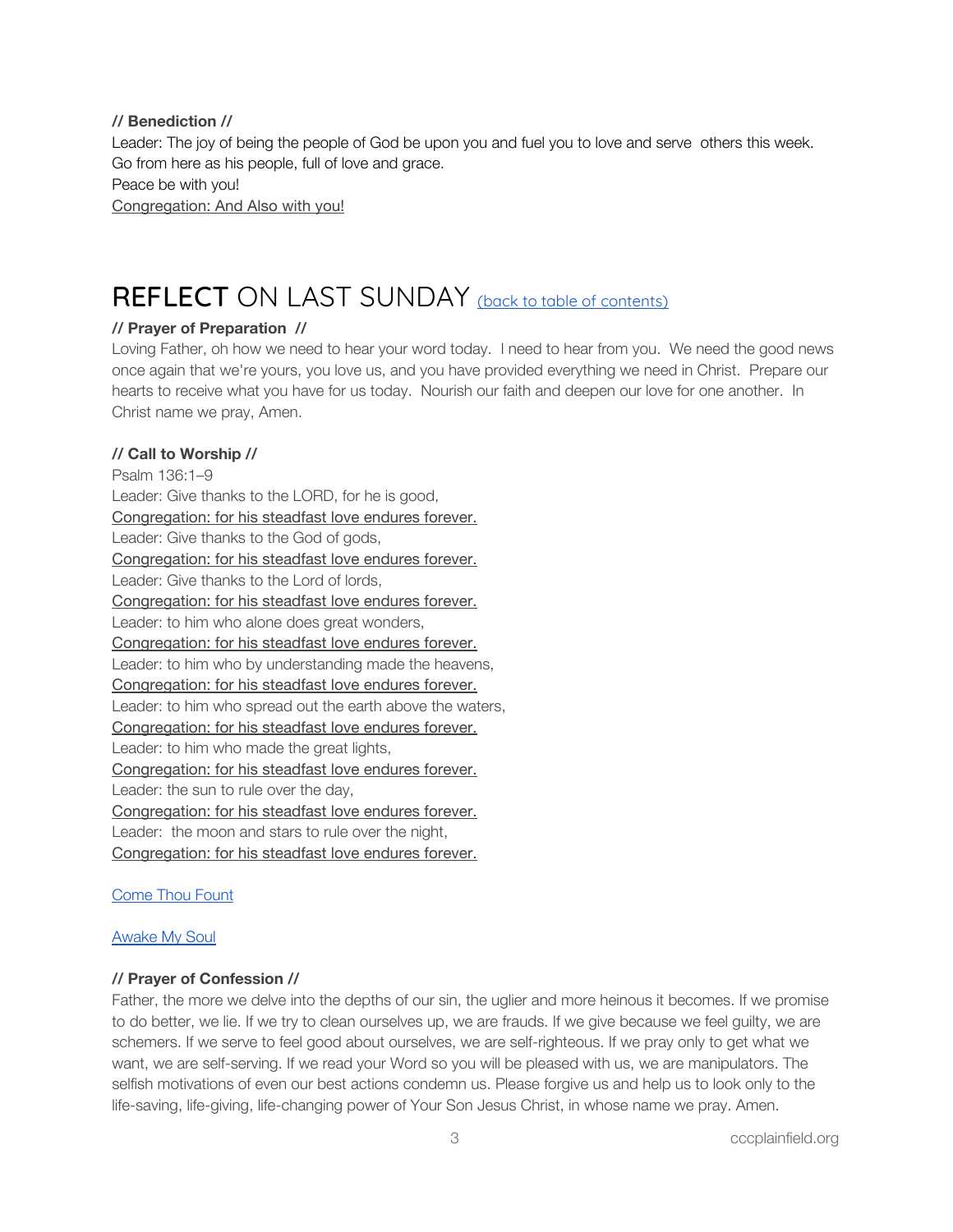**// Benediction //**

Leader: The joy of being the people of God be upon you and fuel you to love and serve  others this week. Go from here as his people, full of love and grace.

Peace be with you!

Congregation: And Also with you!

# REFLECT ON LAST SUNDAY (back to table of contents)

**// Prayer of Preparation  //**

Loving Father, oh how we need to hear your word today.  I need to hear from you.  We need the good news once again that we're yours, you love us, and you have provided everything we need in Christ.  Prepare our hearts to receive what you have for us today.  Nourish our faith and deepen our love for one another.  In Christ name we pray, Amen.

**// Call to Worship //**

Psalm 136:1–9

Leader: Give thanks to the LORD, for he is good,
Congregation: for his steadfast love endures forever.
Leader: Give thanks to the God of gods,
Congregation: for his steadfast love endures forever.
Leader: Give thanks to the Lord of lords,
Congregation: for his steadfast love endures forever.
Leader: to him who alone does great wonders,
Congregation: for his steadfast love endures forever.
Leader: to him who by understanding made the heavens,
Congregation: for his steadfast love endures forever.
Leader: to him who spread out the earth above the waters,
Congregation: for his steadfast love endures forever.
Leader: to him who made the great lights,
Congregation: for his steadfast love endures forever.
Leader: the sun to rule over the day,
Congregation: for his steadfast love endures forever.
Leader:  the moon and stars to rule over the night,
Congregation: for his steadfast love endures forever.

Come Thou Fount

Awake My Soul

**// Prayer of Confession //**

Father, the more we delve into the depths of our sin, the uglier and more heinous it becomes. If we promise to do better, we lie. If we try to clean ourselves up, we are frauds. If we give because we feel guilty, we are schemers. If we serve to feel good about ourselves, we are self-righteous. If we pray only to get what we want, we are self-serving. If we read your Word so you will be pleased with us, we are manipulators. The selfish motivations of even our best actions condemn us. Please forgive us and help us to look only to the life-saving, life-giving, life-changing power of Your Son Jesus Christ, in whose name we pray. Amen.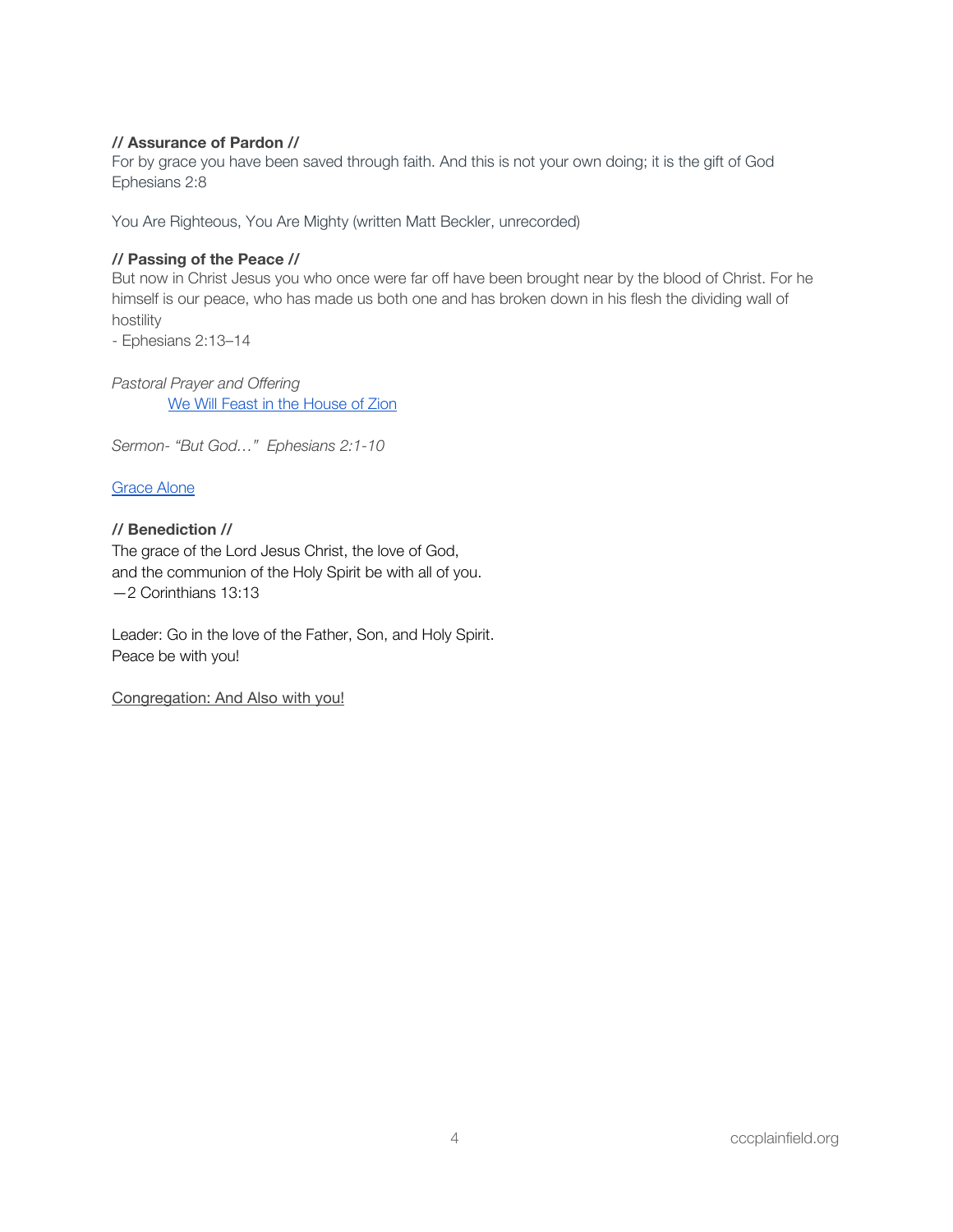**// Assurance of Pardon //**
For by grace you have been saved through faith. And this is not your own doing; it is the gift of God
Ephesians 2:8

You Are Righteous, You Are Mighty (written Matt Beckler, unrecorded)

**// Passing of the Peace //**
But now in Christ Jesus you who once were far off have been brought near by the blood of Christ. For he himself is our peace, who has made us both one and has broken down in his flesh the dividing wall of hostility
- Ephesians 2:13–14

*Pastoral Prayer and Offering*

We Will Feast in the House of Zion

*Sermon- "But God…" Ephesians 2:1-10*

Grace Alone

**// Benediction //**
The grace of the Lord Jesus Christ, the love of God,
and the communion of the Holy Spirit be with all of you.
—2 Corinthians 13:13

Leader: Go in the love of the Father, Son, and Holy Spirit.
Peace be with you!

Congregation: And Also with you!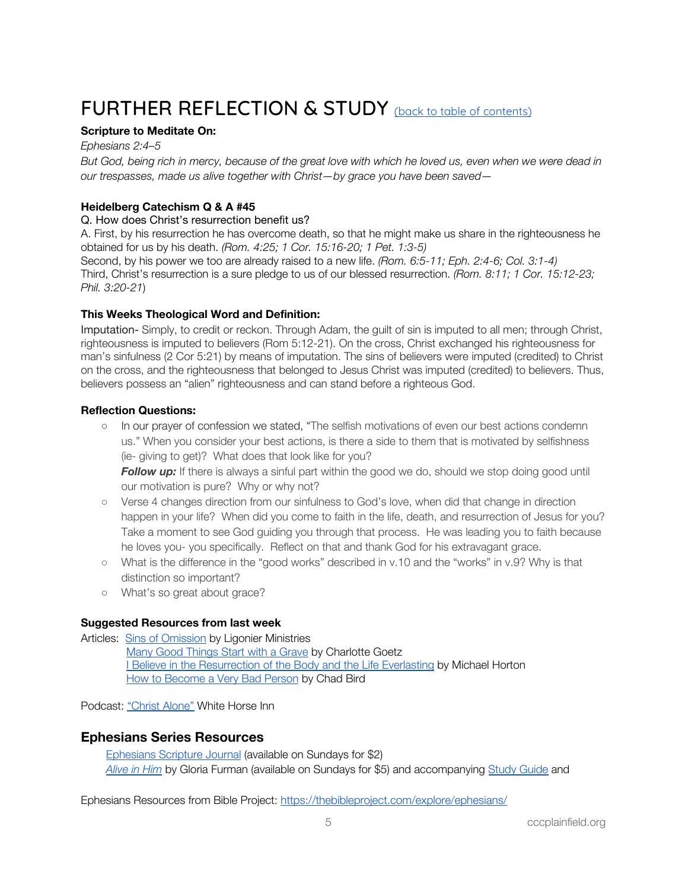# FURTHER REFLECTION & STUDY [(back to table of contents)]

**Scripture to Meditate On:**

*Ephesians 2:4–5*

*But God, being rich in mercy, because of the great love with which he loved us, even when we were dead in our trespasses, made us alive together with Christ—by grace you have been saved—*

**Heidelberg Catechism Q & A #45**

Q. How does Christ's resurrection benefit us?

A. First, by his resurrection he has overcome death, so that he might make us share in the righteousness he obtained for us by his death. *(Rom. 4:25; 1 Cor. 15:16-20; 1 Pet. 1:3-5)*
Second, by his power we too are already raised to a new life. *(Rom. 6:5-11; Eph. 2:4-6; Col. 3:1-4)*
Third, Christ's resurrection is a sure pledge to us of our blessed resurrection. *(Rom. 8:11; 1 Cor. 15:12-23; Phil. 3:20-21*)

**This Weeks Theological Word and Definition:**

Imputation- Simply, to credit or reckon. Through Adam, the guilt of sin is imputed to all men; through Christ, righteousness is imputed to believers (Rom 5:12-21). On the cross, Christ exchanged his righteousness for man's sinfulness (2 Cor 5:21) by means of imputation. The sins of believers were imputed (credited) to Christ on the cross, and the righteousness that belonged to Jesus Christ was imputed (credited) to believers. Thus, believers possess an "alien" righteousness and can stand before a righteous God.

**Reflection Questions:**

- In our prayer of confession we stated, "The selfish motivations of even our best actions condemn us." When you consider your best actions, is there a side to them that is motivated by selfishness (ie- giving to get)? What does that look like for you?
  ***Follow up:*** If there is always a sinful part within the good we do, should we stop doing good until our motivation is pure? Why or why not?
- Verse 4 changes direction from our sinfulness to God's love, when did that change in direction happen in your life? When did you come to faith in the life, death, and resurrection of Jesus for you? Take a moment to see God guiding you through that process. He was leading you to faith because he loves you- you specifically. Reflect on that and thank God for his extravagant grace.
- What is the difference in the "good works" described in v.10 and the "works" in v.9? Why is that distinction so important?
- What's so great about grace?

**Suggested Resources from last week**

Articles: Sins of Omission by Ligonier Ministries
Many Good Things Start with a Grave by Charlotte Goetz
I Believe in the Resurrection of the Body and the Life Everlasting by Michael Horton
How to Become a Very Bad Person by Chad Bird

Podcast: "Christ Alone" White Horse Inn

## Ephesians Series Resources

Ephesians Scripture Journal (available on Sundays for $2)
*Alive in Him* by Gloria Furman (available on Sundays for $5) and accompanying Study Guide and

Ephesians Resources from Bible Project: https://thebibleproject.com/explore/ephesians/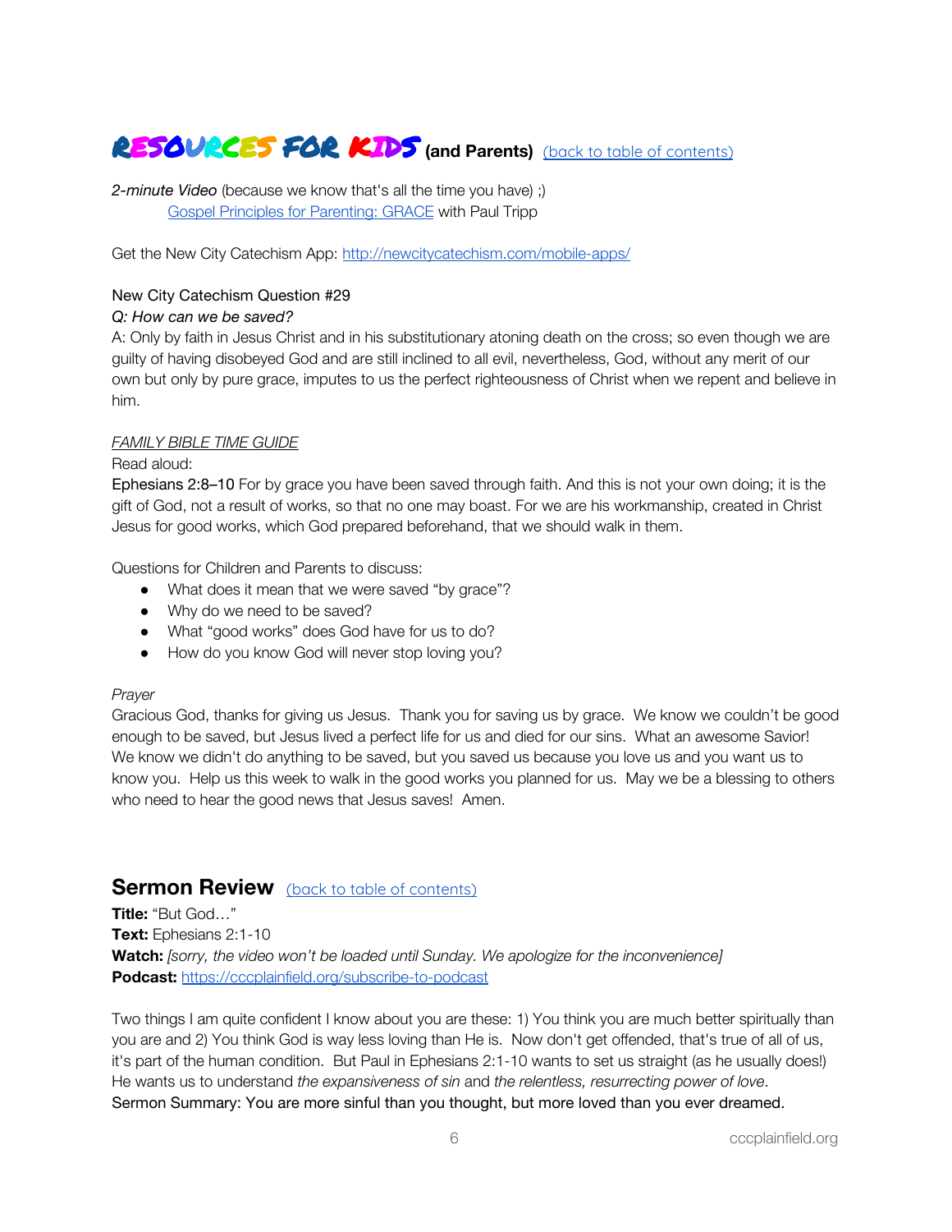## RESOURCES FOR KIDS (and Parents) [(back to table of contents)]

*2-minute Video* (because we know that's all the time you have) ;)

[Gospel Principles for Parenting: GRACE] with Paul Tripp

Get the New City Catechism App: http://newcitycatechism.com/mobile-apps/

New City Catechism Question #29

*Q: How can we be saved?*

A: Only by faith in Jesus Christ and in his substitutionary atoning death on the cross; so even though we are guilty of having disobeyed God and are still inclined to all evil, nevertheless, God, without any merit of our own but only by pure grace, imputes to us the perfect righteousness of Christ when we repent and believe in him.

*FAMILY BIBLE TIME GUIDE*

Read aloud:

Ephesians 2:8–10 For by grace you have been saved through faith. And this is not your own doing; it is the gift of God, not a result of works, so that no one may boast. For we are his workmanship, created in Christ Jesus for good works, which God prepared beforehand, that we should walk in them.

Questions for Children and Parents to discuss:

- What does it mean that we were saved "by grace"?
- Why do we need to be saved?
- What "good works" does God have for us to do?
- How do you know God will never stop loving you?

*Prayer*

Gracious God, thanks for giving us Jesus. Thank you for saving us by grace. We know we couldn't be good enough to be saved, but Jesus lived a perfect life for us and died for our sins. What an awesome Savior! We know we didn't do anything to be saved, but you saved us because you love us and you want us to know you. Help us this week to walk in the good works you planned for us. May we be a blessing to others who need to hear the good news that Jesus saves! Amen.

## Sermon Review [(back to table of contents)]

**Title:** "But God…"

**Text:** Ephesians 2:1-10

**Watch:** *[sorry, the video won't be loaded until Sunday. We apologize for the inconvenience]*

**Podcast:** https://cccplainfield.org/subscribe-to-podcast

Two things I am quite confident I know about you are these: 1) You think you are much better spiritually than you are and 2) You think God is way less loving than He is. Now don't get offended, that's true of all of us, it's part of the human condition. But Paul in Ephesians 2:1-10 wants to set us straight (as he usually does!) He wants us to understand *the expansiveness of sin* and *the relentless, resurrecting power of love*.

Sermon Summary: You are more sinful than you thought, but more loved than you ever dreamed.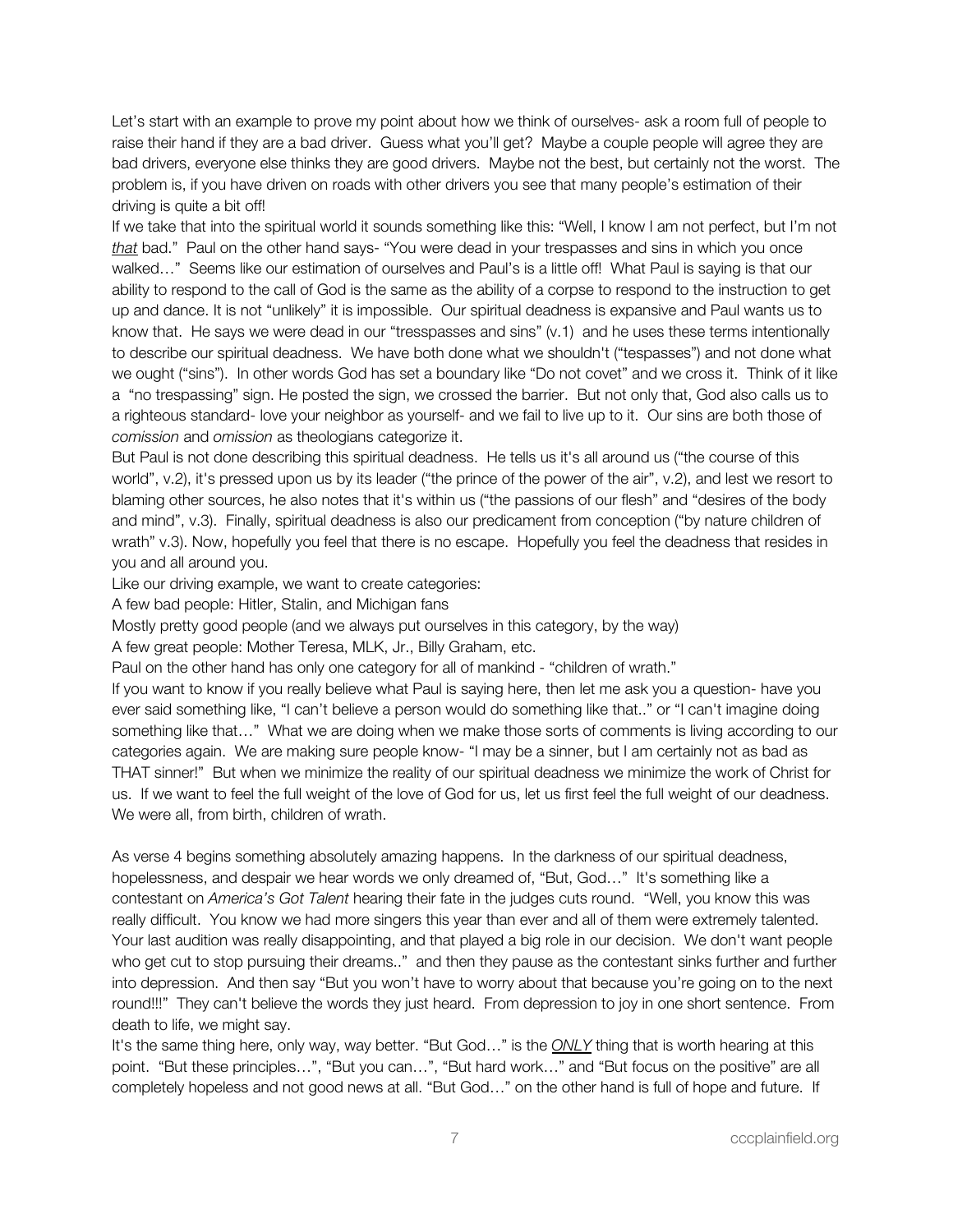Let's start with an example to prove my point about how we think of ourselves- ask a room full of people to raise their hand if they are a bad driver. Guess what you'll get? Maybe a couple people will agree they are bad drivers, everyone else thinks they are good drivers. Maybe not the best, but certainly not the worst. The problem is, if you have driven on roads with other drivers you see that many people's estimation of their driving is quite a bit off!

If we take that into the spiritual world it sounds something like this: "Well, I know I am not perfect, but I'm not *that* bad." Paul on the other hand says- "You were dead in your trespasses and sins in which you once walked…" Seems like our estimation of ourselves and Paul's is a little off! What Paul is saying is that our ability to respond to the call of God is the same as the ability of a corpse to respond to the instruction to get up and dance. It is not "unlikely" it is impossible. Our spiritual deadness is expansive and Paul wants us to know that. He says we were dead in our "tresspasses and sins" (v.1) and he uses these terms intentionally to describe our spiritual deadness. We have both done what we shouldn't ("tespasses") and not done what we ought ("sins"). In other words God has set a boundary like "Do not covet" and we cross it. Think of it like a "no trespassing" sign. He posted the sign, we crossed the barrier. But not only that, God also calls us to a righteous standard- love your neighbor as yourself- and we fail to live up to it. Our sins are both those of *comission* and *omission* as theologians categorize it.

But Paul is not done describing this spiritual deadness. He tells us it's all around us ("the course of this world", v.2), it's pressed upon us by its leader ("the prince of the power of the air", v.2), and lest we resort to blaming other sources, he also notes that it's within us ("the passions of our flesh" and "desires of the body and mind", v.3). Finally, spiritual deadness is also our predicament from conception ("by nature children of wrath" v.3). Now, hopefully you feel that there is no escape. Hopefully you feel the deadness that resides in you and all around you.

Like our driving example, we want to create categories:

A few bad people: Hitler, Stalin, and Michigan fans

Mostly pretty good people (and we always put ourselves in this category, by the way)

A few great people: Mother Teresa, MLK, Jr., Billy Graham, etc.

Paul on the other hand has only one category for all of mankind - "children of wrath."

If you want to know if you really believe what Paul is saying here, then let me ask you a question- have you ever said something like, "I can't believe a person would do something like that.." or "I can't imagine doing something like that…" What we are doing when we make those sorts of comments is living according to our categories again. We are making sure people know- "I may be a sinner, but I am certainly not as bad as THAT sinner!" But when we minimize the reality of our spiritual deadness we minimize the work of Christ for us. If we want to feel the full weight of the love of God for us, let us first feel the full weight of our deadness. We were all, from birth, children of wrath.

As verse 4 begins something absolutely amazing happens. In the darkness of our spiritual deadness, hopelessness, and despair we hear words we only dreamed of, "But, God…" It's something like a contestant on *America's Got Talent* hearing their fate in the judges cuts round. "Well, you know this was really difficult. You know we had more singers this year than ever and all of them were extremely talented. Your last audition was really disappointing, and that played a big role in our decision. We don't want people who get cut to stop pursuing their dreams.." and then they pause as the contestant sinks further and further into depression. And then say "But you won't have to worry about that because you're going on to the next round!!!" They can't believe the words they just heard. From depression to joy in one short sentence. From death to life, we might say.

It's the same thing here, only way, way better. "But God…" is the ***ONLY*** thing that is worth hearing at this point. "But these principles…", "But you can…", "But hard work…" and "But focus on the positive" are all completely hopeless and not good news at all. "But God…" on the other hand is full of hope and future. If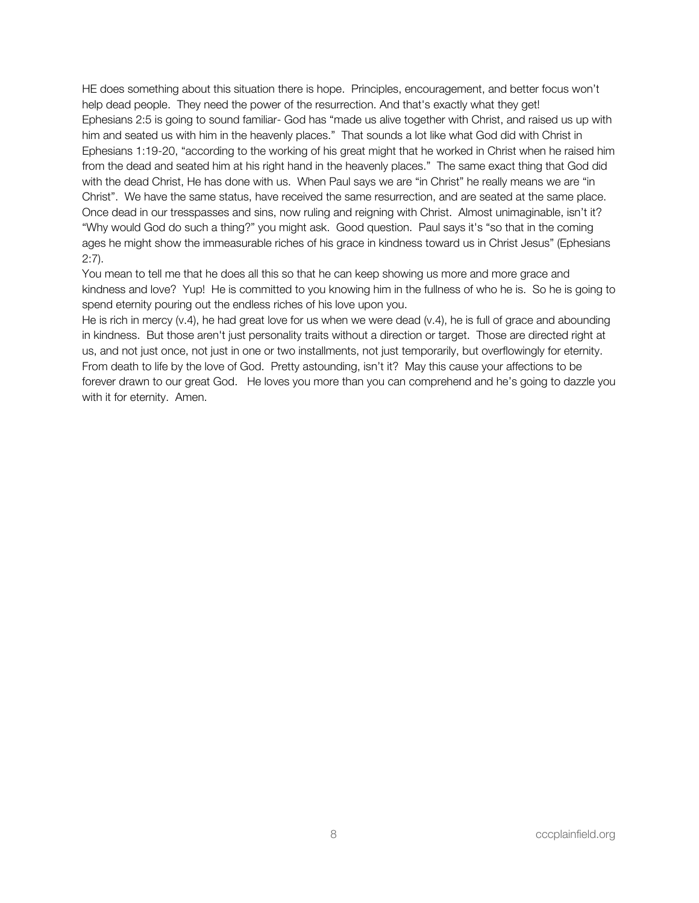HE does something about this situation there is hope. Principles, encouragement, and better focus won't help dead people. They need the power of the resurrection. And that's exactly what they get!

Ephesians 2:5 is going to sound familiar- God has "made us alive together with Christ, and raised us up with him and seated us with him in the heavenly places." That sounds a lot like what God did with Christ in Ephesians 1:19-20, "according to the working of his great might that he worked in Christ when he raised him from the dead and seated him at his right hand in the heavenly places." The same exact thing that God did with the dead Christ, He has done with us. When Paul says we are "in Christ" he really means we are "in Christ". We have the same status, have received the same resurrection, and are seated at the same place. Once dead in our tresspasses and sins, now ruling and reigning with Christ. Almost unimaginable, isn't it?

"Why would God do such a thing?" you might ask. Good question. Paul says it's "so that in the coming ages he might show the immeasurable riches of his grace in kindness toward us in Christ Jesus" (Ephesians 2:7).

You mean to tell me that he does all this so that he can keep showing us more and more grace and kindness and love? Yup! He is committed to you knowing him in the fullness of who he is. So he is going to spend eternity pouring out the endless riches of his love upon you.

He is rich in mercy (v.4), he had great love for us when we were dead (v.4), he is full of grace and abounding in kindness. But those aren't just personality traits without a direction or target. Those are directed right at us, and not just once, not just in one or two installments, not just temporarily, but overflowingly for eternity. From death to life by the love of God. Pretty astounding, isn't it? May this cause your affections to be forever drawn to our great God. He loves you more than you can comprehend and he's going to dazzle you with it for eternity. Amen.